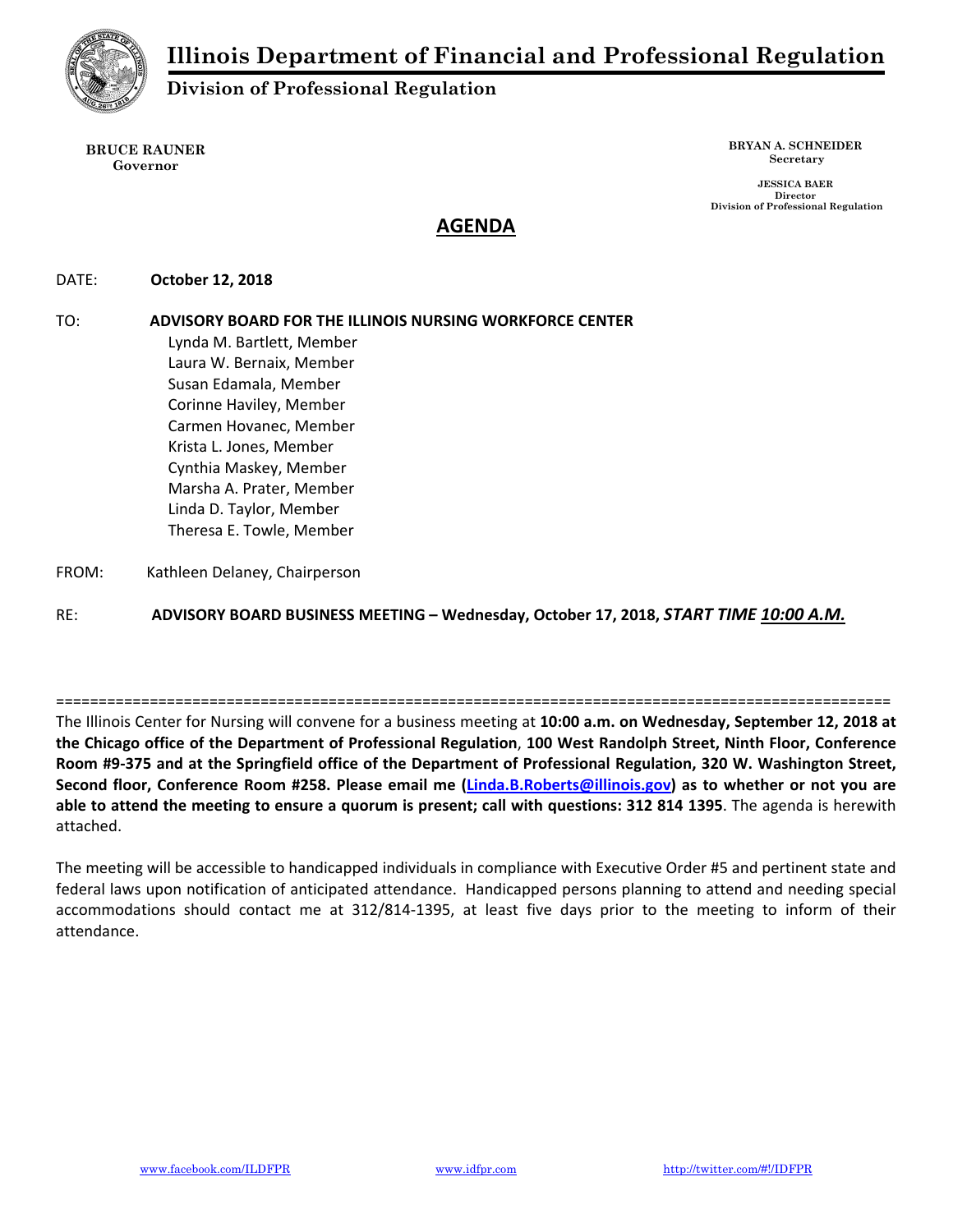# Illinois Department of Financial and Professional Regulation

## Division of Professional Regulation

**BRUCE RAUNER**
**Governor**

**BRYAN A. SCHNEIDER**
**Secretary**

**JESSICA BAER**
**Director**
**Division of Professional Regulation**

## AGENDA

DATE: **October 12, 2018**

TO: **ADVISORY BOARD FOR THE ILLINOIS NURSING WORKFORCE CENTER**

Lynda M. Bartlett, Member
Laura W. Bernaix, Member
Susan Edamala, Member
Corinne Haviley, Member
Carmen Hovanec, Member
Krista L. Jones, Member
Cynthia Maskey, Member
Marsha A. Prater, Member
Linda D. Taylor, Member
Theresa E. Towle, Member

FROM: Kathleen Delaney, Chairperson

RE: **ADVISORY BOARD BUSINESS MEETING – Wednesday, October 17, 2018, *START TIME 10:00 A.M.***

===================================================================================================

The Illinois Center for Nursing will convene for a business meeting at **10:00 a.m. on Wednesday, September 12, 2018 at the Chicago office of the Department of Professional Regulation**, **100 West Randolph Street, Ninth Floor, Conference Room #9-375 and at the Springfield office of the Department of Professional Regulation, 320 W. Washington Street, Second floor, Conference Room #258. Please email me (Linda.B.Roberts@illinois.gov) as to whether or not you are able to attend the meeting to ensure a quorum is present; call with questions: 312 814 1395**. The agenda is herewith attached.

The meeting will be accessible to handicapped individuals in compliance with Executive Order #5 and pertinent state and federal laws upon notification of anticipated attendance. Handicapped persons planning to attend and needing special accommodations should contact me at 312/814-1395, at least five days prior to the meeting to inform of their attendance.

www.facebook.com/ILDFPR www.idfpr.com http://twitter.com/#!/IDFPR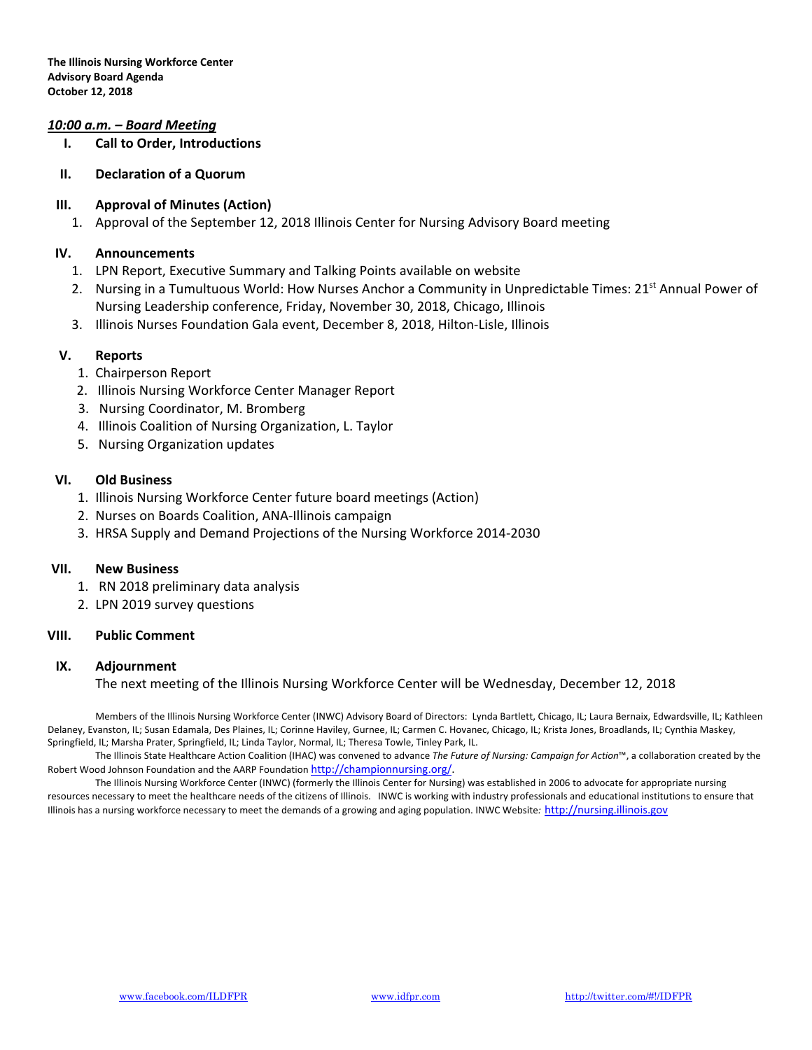**The Illinois Nursing Workforce Center**
**Advisory Board Agenda**
**October 12, 2018**

***10:00 a.m. – Board Meeting***

**I. Call to Order, Introductions**

**II. Declaration of a Quorum**

**III. Approval of Minutes (Action)**

1. Approval of the September 12, 2018 Illinois Center for Nursing Advisory Board meeting

**IV. Announcements**

1. LPN Report, Executive Summary and Talking Points available on website
2. Nursing in a Tumultuous World: How Nurses Anchor a Community in Unpredictable Times: 21st Annual Power of Nursing Leadership conference, Friday, November 30, 2018, Chicago, Illinois
3. Illinois Nurses Foundation Gala event, December 8, 2018, Hilton-Lisle, Illinois

**V. Reports**

1. Chairperson Report
2. Illinois Nursing Workforce Center Manager Report
3. Nursing Coordinator, M. Bromberg
4. Illinois Coalition of Nursing Organization, L. Taylor
5. Nursing Organization updates

**VI. Old Business**

1. Illinois Nursing Workforce Center future board meetings (Action)
2. Nurses on Boards Coalition, ANA-Illinois campaign
3. HRSA Supply and Demand Projections of the Nursing Workforce 2014-2030

**VII. New Business**

1. RN 2018 preliminary data analysis
2. LPN 2019 survey questions

**VIII. Public Comment**

**IX. Adjournment**

The next meeting of the Illinois Nursing Workforce Center will be Wednesday, December 12, 2018

Members of the Illinois Nursing Workforce Center (INWC) Advisory Board of Directors: Lynda Bartlett, Chicago, IL; Laura Bernaix, Edwardsville, IL; Kathleen Delaney, Evanston, IL; Susan Edamala, Des Plaines, IL; Corinne Haviley, Gurnee, IL; Carmen C. Hovanec, Chicago, IL; Krista Jones, Broadlands, IL; Cynthia Maskey, Springfield, IL; Marsha Prater, Springfield, IL; Linda Taylor, Normal, IL; Theresa Towle, Tinley Park, IL.

The Illinois State Healthcare Action Coalition (IHAC) was convened to advance *The Future of Nursing: Campaign for Action*™, a collaboration created by the Robert Wood Johnson Foundation and the AARP Foundation http://championnursing.org/.

The Illinois Nursing Workforce Center (INWC) (formerly the Illinois Center for Nursing) was established in 2006 to advocate for appropriate nursing resources necessary to meet the healthcare needs of the citizens of Illinois. INWC is working with industry professionals and educational institutions to ensure that Illinois has a nursing workforce necessary to meet the demands of a growing and aging population. INWC Website: http://nursing.illinois.gov

www.facebook.com/ILDFPR www.idfpr.com http://twitter.com/#!/IDFPR